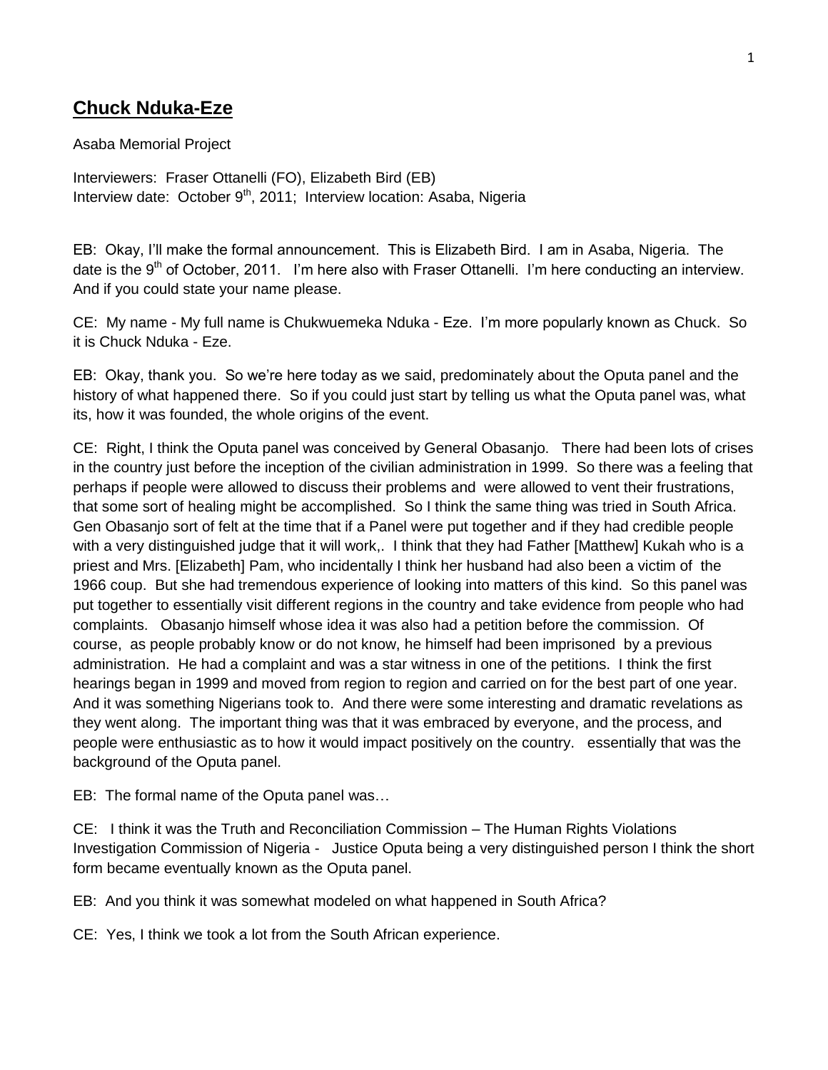## **Chuck Nduka-Eze**

Asaba Memorial Project

Interviewers: Fraser Ottanelli (FO), Elizabeth Bird (EB)
Interview date: October 9th, 2011; Interview location: Asaba, Nigeria

EB: Okay, I'll make the formal announcement. This is Elizabeth Bird. I am in Asaba, Nigeria. The date is the 9th of October, 2011. I'm here also with Fraser Ottanelli. I'm here conducting an interview. And if you could state your name please.

CE: My name - My full name is Chukwuemeka Nduka - Eze. I'm more popularly known as Chuck. So it is Chuck Nduka - Eze.

EB: Okay, thank you. So we're here today as we said, predominately about the Oputa panel and the history of what happened there. So if you could just start by telling us what the Oputa panel was, what its, how it was founded, the whole origins of the event.

CE: Right, I think the Oputa panel was conceived by General Obasanjo. There had been lots of crises in the country just before the inception of the civilian administration in 1999. So there was a feeling that perhaps if people were allowed to discuss their problems and were allowed to vent their frustrations, that some sort of healing might be accomplished. So I think the same thing was tried in South Africa. Gen Obasanjo sort of felt at the time that if a Panel were put together and if they had credible people with a very distinguished judge that it will work,. I think that they had Father [Matthew] Kukah who is a priest and Mrs. [Elizabeth] Pam, who incidentally I think her husband had also been a victim of the 1966 coup. But she had tremendous experience of looking into matters of this kind. So this panel was put together to essentially visit different regions in the country and take evidence from people who had complaints. Obasanjo himself whose idea it was also had a petition before the commission. Of course, as people probably know or do not know, he himself had been imprisoned by a previous administration. He had a complaint and was a star witness in one of the petitions. I think the first hearings began in 1999 and moved from region to region and carried on for the best part of one year. And it was something Nigerians took to. And there were some interesting and dramatic revelations as they went along. The important thing was that it was embraced by everyone, and the process, and people were enthusiastic as to how it would impact positively on the country. essentially that was the background of the Oputa panel.

EB: The formal name of the Oputa panel was…

CE: I think it was the Truth and Reconciliation Commission – The Human Rights Violations Investigation Commission of Nigeria - Justice Oputa being a very distinguished person I think the short form became eventually known as the Oputa panel.

EB: And you think it was somewhat modeled on what happened in South Africa?

CE: Yes, I think we took a lot from the South African experience.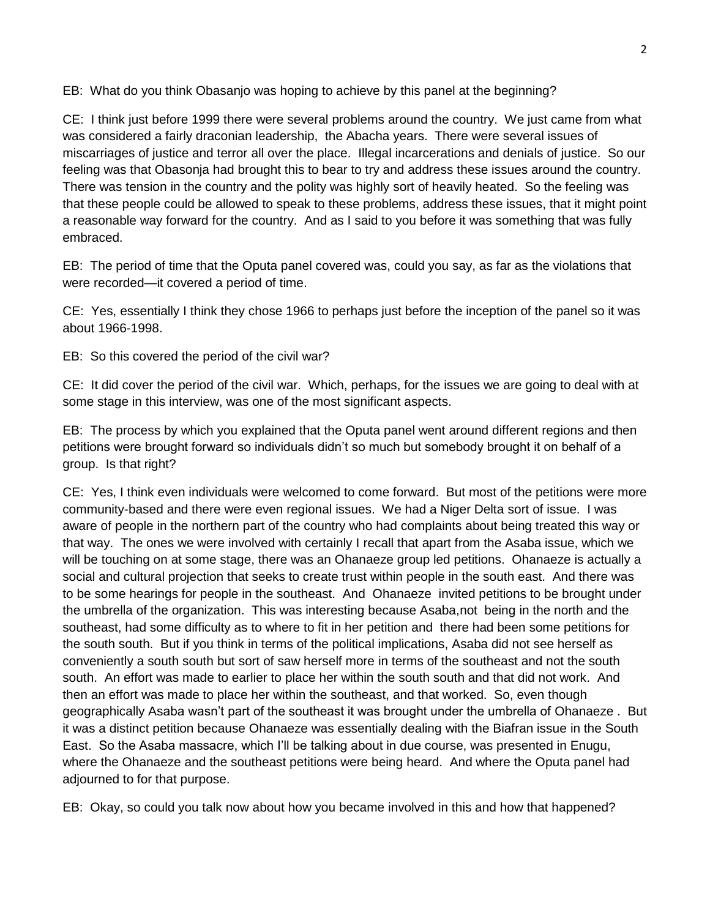EB: What do you think Obasanjo was hoping to achieve by this panel at the beginning?

CE: I think just before 1999 there were several problems around the country. We just came from what was considered a fairly draconian leadership, the Abacha years. There were several issues of miscarriages of justice and terror all over the place. Illegal incarcerations and denials of justice. So our feeling was that Obasonja had brought this to bear to try and address these issues around the country. There was tension in the country and the polity was highly sort of heavily heated. So the feeling was that these people could be allowed to speak to these problems, address these issues, that it might point a reasonable way forward for the country. And as I said to you before it was something that was fully embraced.

EB: The period of time that the Oputa panel covered was, could you say, as far as the violations that were recorded—it covered a period of time.

CE: Yes, essentially I think they chose 1966 to perhaps just before the inception of the panel so it was about 1966-1998.

EB: So this covered the period of the civil war?

CE: It did cover the period of the civil war. Which, perhaps, for the issues we are going to deal with at some stage in this interview, was one of the most significant aspects.

EB: The process by which you explained that the Oputa panel went around different regions and then petitions were brought forward so individuals didn't so much but somebody brought it on behalf of a group. Is that right?

CE: Yes, I think even individuals were welcomed to come forward. But most of the petitions were more community-based and there were even regional issues. We had a Niger Delta sort of issue. I was aware of people in the northern part of the country who had complaints about being treated this way or that way. The ones we were involved with certainly I recall that apart from the Asaba issue, which we will be touching on at some stage, there was an Ohanaeze group led petitions. Ohanaeze is actually a social and cultural projection that seeks to create trust within people in the south east. And there was to be some hearings for people in the southeast. And Ohanaeze invited petitions to be brought under the umbrella of the organization. This was interesting because Asaba,not being in the north and the southeast, had some difficulty as to where to fit in her petition and there had been some petitions for the south south. But if you think in terms of the political implications, Asaba did not see herself as conveniently a south south but sort of saw herself more in terms of the southeast and not the south south. An effort was made to earlier to place her within the south south and that did not work. And then an effort was made to place her within the southeast, and that worked. So, even though geographically Asaba wasn't part of the southeast it was brought under the umbrella of Ohanaeze . But it was a distinct petition because Ohanaeze was essentially dealing with the Biafran issue in the South East. So the Asaba massacre, which I'll be talking about in due course, was presented in Enugu, where the Ohanaeze and the southeast petitions were being heard. And where the Oputa panel had adjourned to for that purpose.

EB: Okay, so could you talk now about how you became involved in this and how that happened?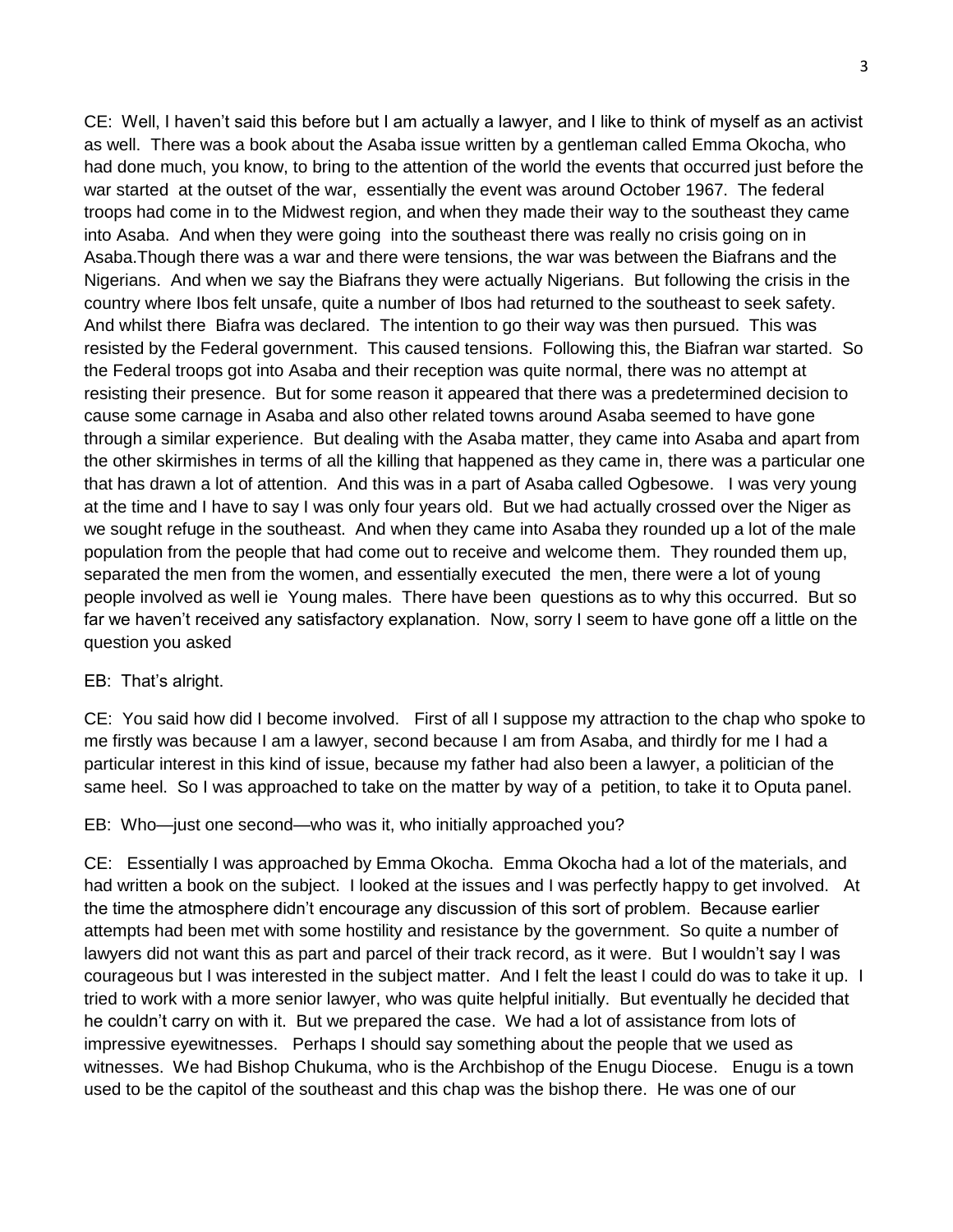CE: Well, I haven't said this before but I am actually a lawyer, and I like to think of myself as an activist as well. There was a book about the Asaba issue written by a gentleman called Emma Okocha, who had done much, you know, to bring to the attention of the world the events that occurred just before the war started at the outset of the war, essentially the event was around October 1967. The federal troops had come in to the Midwest region, and when they made their way to the southeast they came into Asaba. And when they were going into the southeast there was really no crisis going on in Asaba.Though there was a war and there were tensions, the war was between the Biafrans and the Nigerians. And when we say the Biafrans they were actually Nigerians. But following the crisis in the country where Ibos felt unsafe, quite a number of Ibos had returned to the southeast to seek safety. And whilst there Biafra was declared. The intention to go their way was then pursued. This was resisted by the Federal government. This caused tensions. Following this, the Biafran war started. So the Federal troops got into Asaba and their reception was quite normal, there was no attempt at resisting their presence. But for some reason it appeared that there was a predetermined decision to cause some carnage in Asaba and also other related towns around Asaba seemed to have gone through a similar experience. But dealing with the Asaba matter, they came into Asaba and apart from the other skirmishes in terms of all the killing that happened as they came in, there was a particular one that has drawn a lot of attention. And this was in a part of Asaba called Ogbesowe. I was very young at the time and I have to say I was only four years old. But we had actually crossed over the Niger as we sought refuge in the southeast. And when they came into Asaba they rounded up a lot of the male population from the people that had come out to receive and welcome them. They rounded them up, separated the men from the women, and essentially executed the men, there were a lot of young people involved as well ie Young males. There have been questions as to why this occurred. But so far we haven't received any satisfactory explanation. Now, sorry I seem to have gone off a little on the question you asked

EB: That's alright.

CE: You said how did I become involved. First of all I suppose my attraction to the chap who spoke to me firstly was because I am a lawyer, second because I am from Asaba, and thirdly for me I had a particular interest in this kind of issue, because my father had also been a lawyer, a politician of the same heel. So I was approached to take on the matter by way of a petition, to take it to Oputa panel.

EB: Who—just one second—who was it, who initially approached you?

CE: Essentially I was approached by Emma Okocha. Emma Okocha had a lot of the materials, and had written a book on the subject. I looked at the issues and I was perfectly happy to get involved. At the time the atmosphere didn't encourage any discussion of this sort of problem. Because earlier attempts had been met with some hostility and resistance by the government. So quite a number of lawyers did not want this as part and parcel of their track record, as it were. But I wouldn't say I was courageous but I was interested in the subject matter. And I felt the least I could do was to take it up. I tried to work with a more senior lawyer, who was quite helpful initially. But eventually he decided that he couldn't carry on with it. But we prepared the case. We had a lot of assistance from lots of impressive eyewitnesses. Perhaps I should say something about the people that we used as witnesses. We had Bishop Chukuma, who is the Archbishop of the Enugu Diocese. Enugu is a town used to be the capitol of the southeast and this chap was the bishop there. He was one of our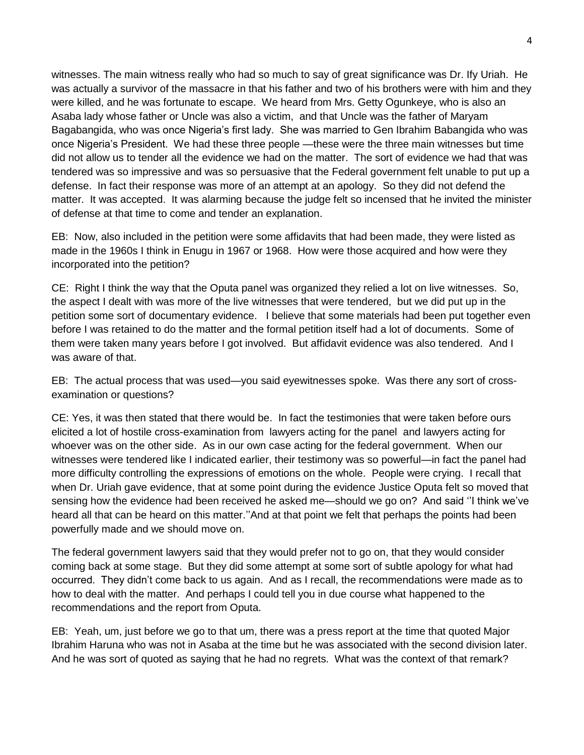witnesses. The main witness really who had so much to say of great significance was Dr. Ify Uriah. He was actually a survivor of the massacre in that his father and two of his brothers were with him and they were killed, and he was fortunate to escape. We heard from Mrs. Getty Ogunkeye, who is also an Asaba lady whose father or Uncle was also a victim, and that Uncle was the father of Maryam Bagabangida, who was once Nigeria's first lady. She was married to Gen Ibrahim Babangida who was once Nigeria's President. We had these three people —these were the three main witnesses but time did not allow us to tender all the evidence we had on the matter. The sort of evidence we had that was tendered was so impressive and was so persuasive that the Federal government felt unable to put up a defense. In fact their response was more of an attempt at an apology. So they did not defend the matter. It was accepted. It was alarming because the judge felt so incensed that he invited the minister of defense at that time to come and tender an explanation.

EB: Now, also included in the petition were some affidavits that had been made, they were listed as made in the 1960s I think in Enugu in 1967 or 1968. How were those acquired and how were they incorporated into the petition?

CE: Right I think the way that the Oputa panel was organized they relied a lot on live witnesses. So, the aspect I dealt with was more of the live witnesses that were tendered, but we did put up in the petition some sort of documentary evidence. I believe that some materials had been put together even before I was retained to do the matter and the formal petition itself had a lot of documents. Some of them were taken many years before I got involved. But affidavit evidence was also tendered. And I was aware of that.

EB: The actual process that was used—you said eyewitnesses spoke. Was there any sort of cross-examination or questions?

CE: Yes, it was then stated that there would be. In fact the testimonies that were taken before ours elicited a lot of hostile cross-examination from lawyers acting for the panel and lawyers acting for whoever was on the other side. As in our own case acting for the federal government. When our witnesses were tendered like I indicated earlier, their testimony was so powerful—in fact the panel had more difficulty controlling the expressions of emotions on the whole. People were crying. I recall that when Dr. Uriah gave evidence, that at some point during the evidence Justice Oputa felt so moved that sensing how the evidence had been received he asked me—should we go on? And said ''I think we've heard all that can be heard on this matter.''And at that point we felt that perhaps the points had been powerfully made and we should move on.

The federal government lawyers said that they would prefer not to go on, that they would consider coming back at some stage. But they did some attempt at some sort of subtle apology for what had occurred. They didn't come back to us again. And as I recall, the recommendations were made as to how to deal with the matter. And perhaps I could tell you in due course what happened to the recommendations and the report from Oputa.

EB: Yeah, um, just before we go to that um, there was a press report at the time that quoted Major Ibrahim Haruna who was not in Asaba at the time but he was associated with the second division later. And he was sort of quoted as saying that he had no regrets. What was the context of that remark?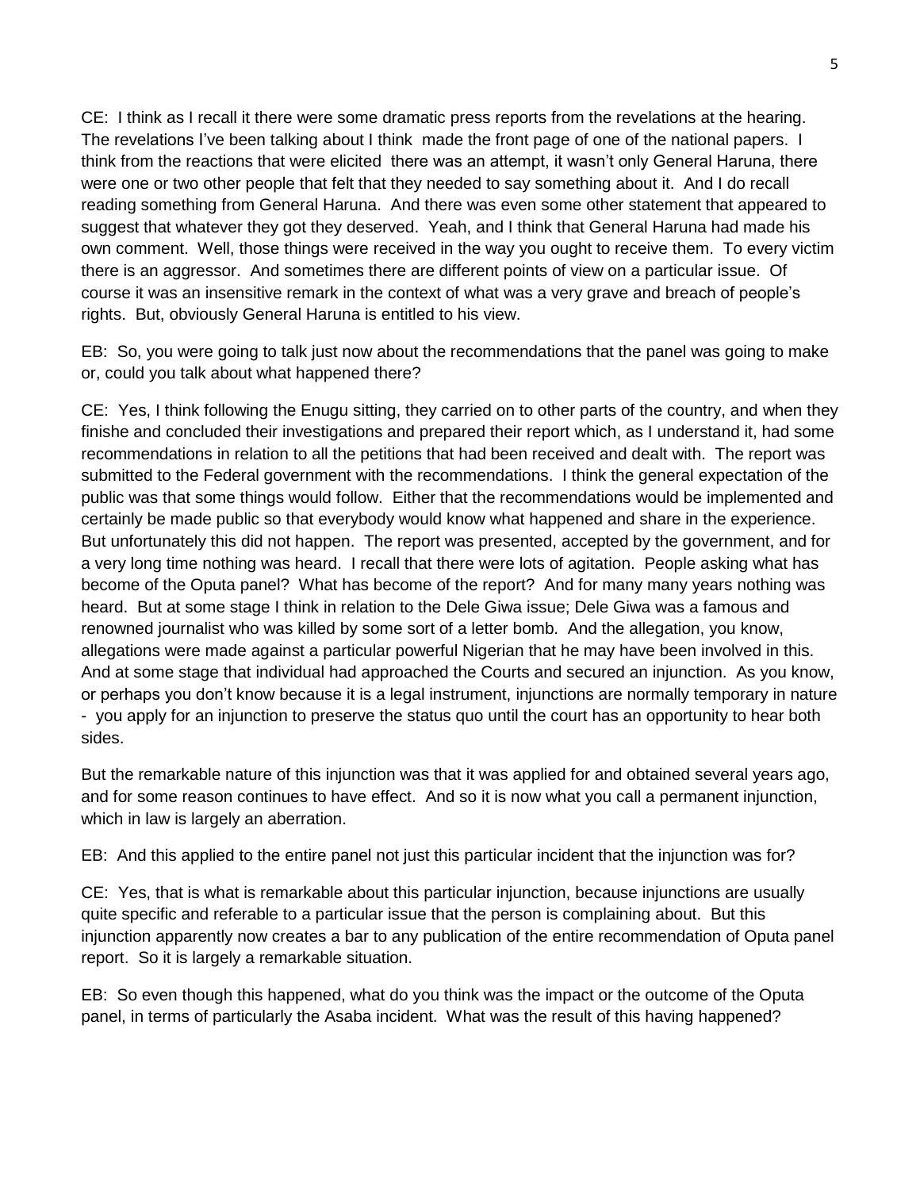CE: I think as I recall it there were some dramatic press reports from the revelations at the hearing. The revelations I've been talking about I think made the front page of one of the national papers. I think from the reactions that were elicited there was an attempt, it wasn't only General Haruna, there were one or two other people that felt that they needed to say something about it. And I do recall reading something from General Haruna. And there was even some other statement that appeared to suggest that whatever they got they deserved. Yeah, and I think that General Haruna had made his own comment. Well, those things were received in the way you ought to receive them. To every victim there is an aggressor. And sometimes there are different points of view on a particular issue. Of course it was an insensitive remark in the context of what was a very grave and breach of people's rights. But, obviously General Haruna is entitled to his view.

EB: So, you were going to talk just now about the recommendations that the panel was going to make or, could you talk about what happened there?

CE: Yes, I think following the Enugu sitting, they carried on to other parts of the country, and when they finishe and concluded their investigations and prepared their report which, as I understand it, had some recommendations in relation to all the petitions that had been received and dealt with. The report was submitted to the Federal government with the recommendations. I think the general expectation of the public was that some things would follow. Either that the recommendations would be implemented and certainly be made public so that everybody would know what happened and share in the experience. But unfortunately this did not happen. The report was presented, accepted by the government, and for a very long time nothing was heard. I recall that there were lots of agitation. People asking what has become of the Oputa panel? What has become of the report? And for many many years nothing was heard. But at some stage I think in relation to the Dele Giwa issue; Dele Giwa was a famous and renowned journalist who was killed by some sort of a letter bomb. And the allegation, you know, allegations were made against a particular powerful Nigerian that he may have been involved in this. And at some stage that individual had approached the Courts and secured an injunction. As you know, or perhaps you don't know because it is a legal instrument, injunctions are normally temporary in nature - you apply for an injunction to preserve the status quo until the court has an opportunity to hear both sides.

But the remarkable nature of this injunction was that it was applied for and obtained several years ago, and for some reason continues to have effect. And so it is now what you call a permanent injunction, which in law is largely an aberration.

EB: And this applied to the entire panel not just this particular incident that the injunction was for?

CE: Yes, that is what is remarkable about this particular injunction, because injunctions are usually quite specific and referable to a particular issue that the person is complaining about. But this injunction apparently now creates a bar to any publication of the entire recommendation of Oputa panel report. So it is largely a remarkable situation.

EB: So even though this happened, what do you think was the impact or the outcome of the Oputa panel, in terms of particularly the Asaba incident. What was the result of this having happened?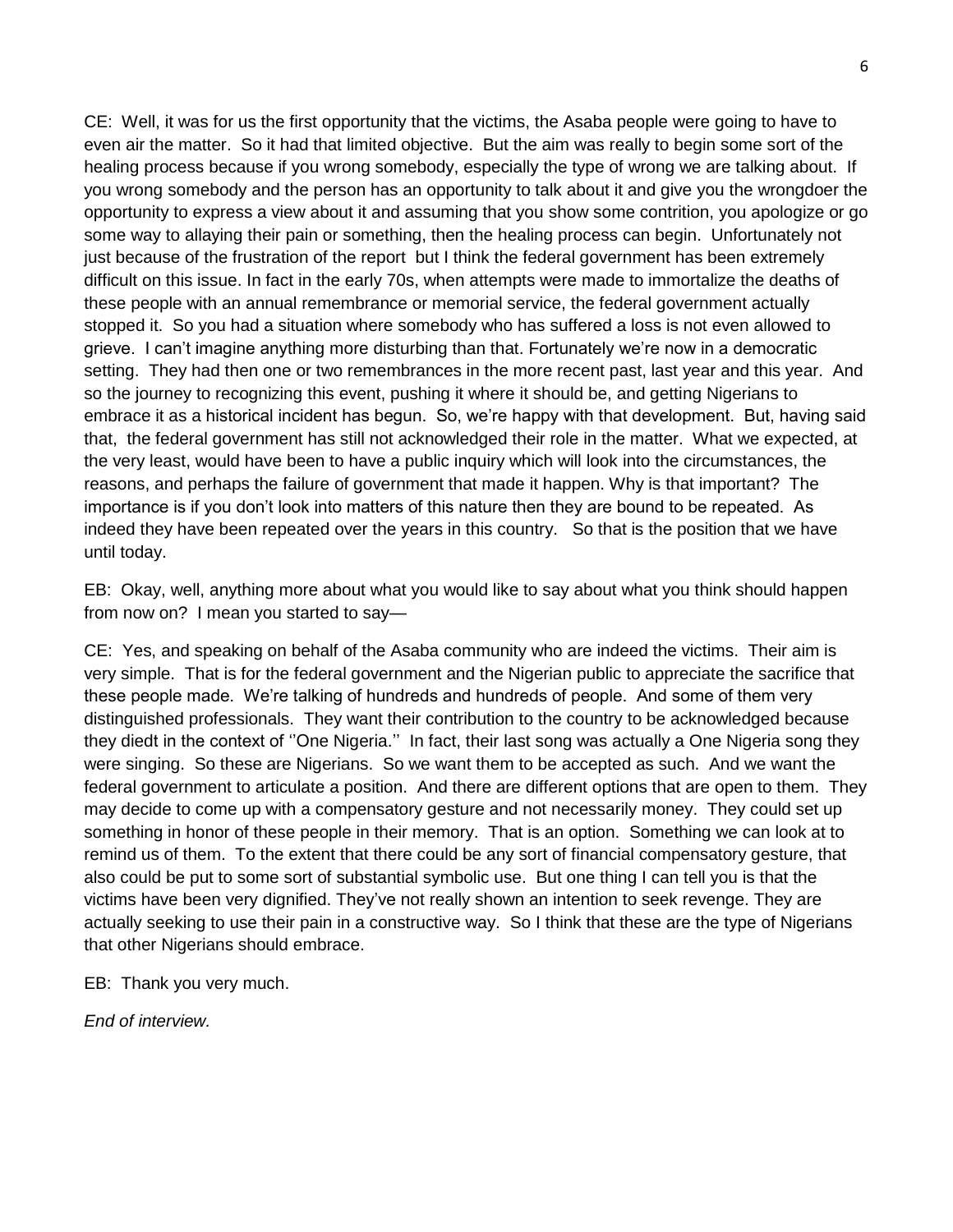CE: Well, it was for us the first opportunity that the victims, the Asaba people were going to have to even air the matter. So it had that limited objective. But the aim was really to begin some sort of the healing process because if you wrong somebody, especially the type of wrong we are talking about. If you wrong somebody and the person has an opportunity to talk about it and give you the wrongdoer the opportunity to express a view about it and assuming that you show some contrition, you apologize or go some way to allaying their pain or something, then the healing process can begin. Unfortunately not just because of the frustration of the report but I think the federal government has been extremely difficult on this issue. In fact in the early 70s, when attempts were made to immortalize the deaths of these people with an annual remembrance or memorial service, the federal government actually stopped it. So you had a situation where somebody who has suffered a loss is not even allowed to grieve. I can't imagine anything more disturbing than that. Fortunately we're now in a democratic setting. They had then one or two remembrances in the more recent past, last year and this year. And so the journey to recognizing this event, pushing it where it should be, and getting Nigerians to embrace it as a historical incident has begun. So, we're happy with that development. But, having said that, the federal government has still not acknowledged their role in the matter. What we expected, at the very least, would have been to have a public inquiry which will look into the circumstances, the reasons, and perhaps the failure of government that made it happen. Why is that important? The importance is if you don't look into matters of this nature then they are bound to be repeated. As indeed they have been repeated over the years in this country. So that is the position that we have until today.

EB: Okay, well, anything more about what you would like to say about what you think should happen from now on? I mean you started to say—

CE: Yes, and speaking on behalf of the Asaba community who are indeed the victims. Their aim is very simple. That is for the federal government and the Nigerian public to appreciate the sacrifice that these people made. We're talking of hundreds and hundreds of people. And some of them very distinguished professionals. They want their contribution to the country to be acknowledged because they diedt in the context of ''One Nigeria.'' In fact, their last song was actually a One Nigeria song they were singing. So these are Nigerians. So we want them to be accepted as such. And we want the federal government to articulate a position. And there are different options that are open to them. They may decide to come up with a compensatory gesture and not necessarily money. They could set up something in honor of these people in their memory. That is an option. Something we can look at to remind us of them. To the extent that there could be any sort of financial compensatory gesture, that also could be put to some sort of substantial symbolic use. But one thing I can tell you is that the victims have been very dignified. They've not really shown an intention to seek revenge. They are actually seeking to use their pain in a constructive way. So I think that these are the type of Nigerians that other Nigerians should embrace.

EB: Thank you very much.

*End of interview.*